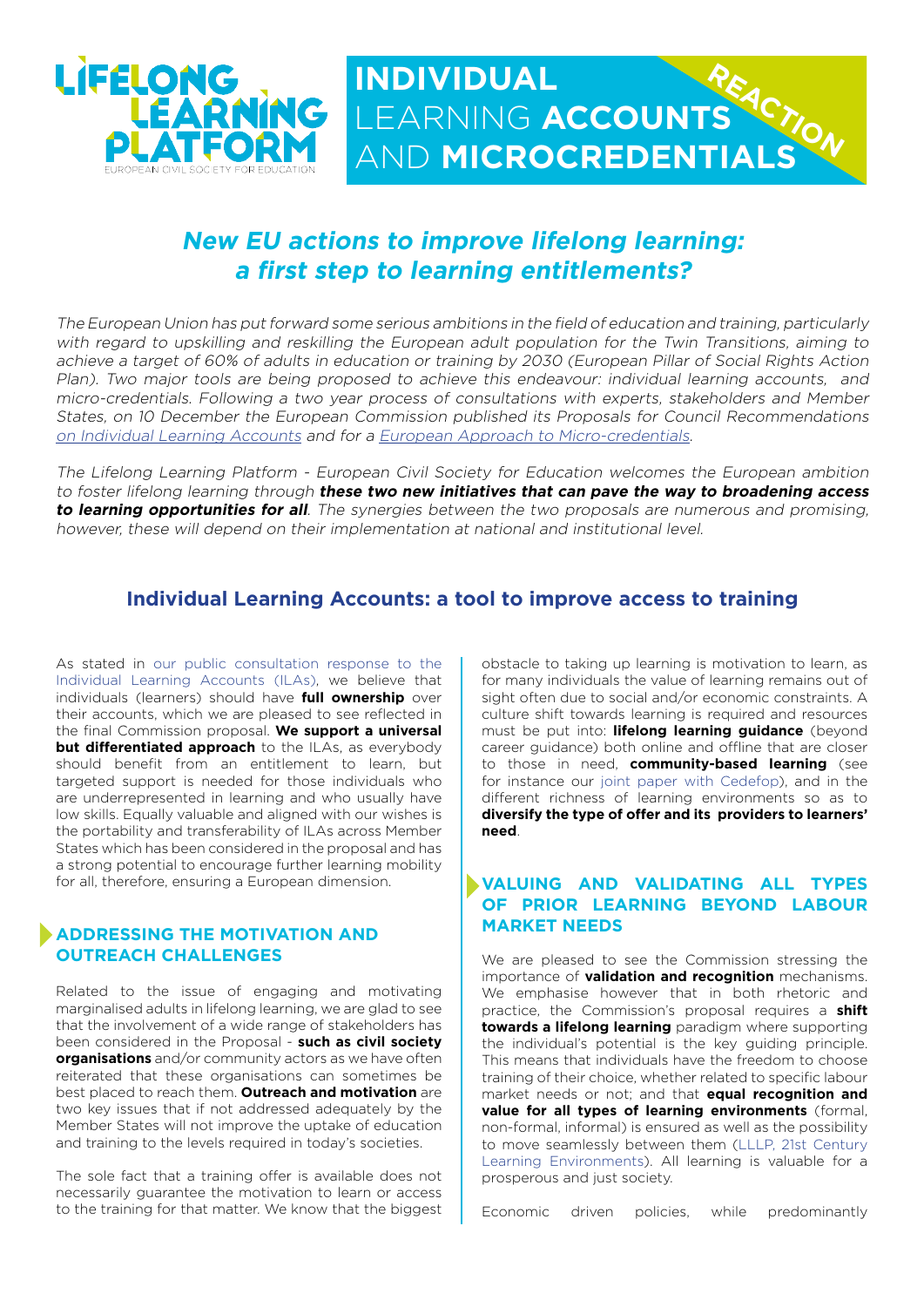LIFELONG LEARNING PLATFORM
EUROPEAN CIVIL SOCIETY FOR EDUCATION

# INDIVIDUAL LEARNING ACCOUNTS AND MICROCREDENTIALS

REACTION

## *New EU actions to improve lifelong learning: a first step to learning entitlements?*

*The European Union has put forward some serious ambitions in the field of education and training, particularly with regard to upskilling and reskilling the European adult population for the Twin Transitions, aiming to achieve a target of 60% of adults in education or training by 2030 (European Pillar of Social Rights Action Plan). Two major tools are being proposed to achieve this endeavour: individual learning accounts, and micro-credentials. Following a two year process of consultations with experts, stakeholders and Member States, on 10 December the European Commission published its Proposals for Council Recommendations [on Individual Learning Accounts](#) and for a [European Approach to Micro-credentials](#).*

*The Lifelong Learning Platform - European Civil Society for Education welcomes the European ambition to foster lifelong learning through **these two new initiatives that can pave the way to broadening access to learning opportunities for all**. The synergies between the two proposals are numerous and promising, however, these will depend on their implementation at national and institutional level.*

## Individual Learning Accounts: a tool to improve access to training

As stated in our public consultation response to the Individual Learning Accounts (ILAs), we believe that individuals (learners) should have **full ownership** over their accounts, which we are pleased to see reflected in the final Commission proposal. **We support a universal but differentiated approach** to the ILAs, as everybody should benefit from an entitlement to learn, but targeted support is needed for those individuals who are underrepresented in learning and who usually have low skills. Equally valuable and aligned with our wishes is the portability and transferability of ILAs across Member States which has been considered in the proposal and has a strong potential to encourage further learning mobility for all, therefore, ensuring a European dimension.

### ADDRESSING THE MOTIVATION AND OUTREACH CHALLENGES

Related to the issue of engaging and motivating marginalised adults in lifelong learning, we are glad to see that the involvement of a wide range of stakeholders has been considered in the Proposal - **such as civil society organisations** and/or community actors as we have often reiterated that these organisations can sometimes be best placed to reach them. **Outreach and motivation** are two key issues that if not addressed adequately by the Member States will not improve the uptake of education and training to the levels required in today's societies.

The sole fact that a training offer is available does not necessarily guarantee the motivation to learn or access to the training for that matter. We know that the biggest obstacle to taking up learning is motivation to learn, as for many individuals the value of learning remains out of sight often due to social and/or economic constraints. A culture shift towards learning is required and resources must be put into: **lifelong learning guidance** (beyond career guidance) both online and offline that are closer to those in need, **community-based learning** (see for instance our joint paper with Cedefop), and in the different richness of learning environments so as to **diversify the type of offer and its providers to learners' need**.

### VALUING AND VALIDATING ALL TYPES OF PRIOR LEARNING BEYOND LABOUR MARKET NEEDS

We are pleased to see the Commission stressing the importance of **validation and recognition** mechanisms. We emphasise however that in both rhetoric and practice, the Commission's proposal requires a **shift towards a lifelong learning** paradigm where supporting the individual's potential is the key guiding principle. This means that individuals have the freedom to choose training of their choice, whether related to specific labour market needs or not; and that **equal recognition and value for all types of learning environments** (formal, non-formal, informal) is ensured as well as the possibility to move seamlessly between them (LLLP, 21st Century Learning Environments). All learning is valuable for a prosperous and just society.

Economic driven policies, while predominantly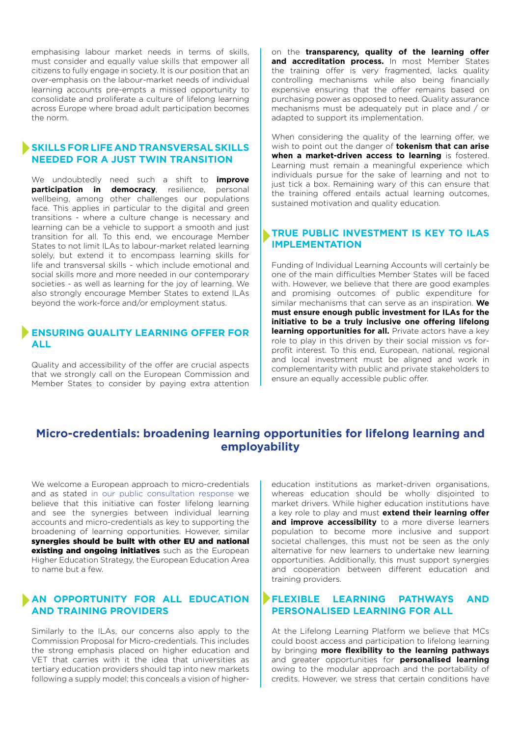emphasising labour market needs in terms of skills, must consider and equally value skills that empower all citizens to fully engage in society. It is our position that an over-emphasis on the labour-market needs of individual learning accounts pre-empts a missed opportunity to consolidate and proliferate a culture of lifelong learning across Europe where broad adult participation becomes the norm.

### SKILLS FOR LIFE AND TRANSVERSAL SKILLS NEEDED FOR A JUST TWIN TRANSITION

We undoubtedly need such a shift to **improve participation in democracy**, resilience, personal wellbeing, among other challenges our populations face. This applies in particular to the digital and green transitions - where a culture change is necessary and learning can be a vehicle to support a smooth and just transition for all. To this end, we encourage Member States to not limit ILAs to labour-market related learning solely, but extend it to encompass learning skills for life and transversal skills - which include emotional and social skills more and more needed in our contemporary societies - as well as learning for the joy of learning. We also strongly encourage Member States to extend ILAs beyond the work-force and/or employment status.

### ENSURING QUALITY LEARNING OFFER FOR ALL

Quality and accessibility of the offer are crucial aspects that we strongly call on the European Commission and Member States to consider by paying extra attention on the **transparency, quality of the learning offer and accreditation process.** In most Member States the training offer is very fragmented, lacks quality controlling mechanisms while also being financially expensive ensuring that the offer remains based on purchasing power as opposed to need. Quality assurance mechanisms must be adequately put in place and / or adapted to support its implementation.

When considering the quality of the learning offer, we wish to point out the danger of **tokenism that can arise when a market-driven access to learning** is fostered. Learning must remain a meaningful experience which individuals pursue for the sake of learning and not to just tick a box. Remaining wary of this can ensure that the training offered entails actual learning outcomes, sustained motivation and quality education.

### TRUE PUBLIC INVESTMENT IS KEY TO ILAS IMPLEMENTATION

Funding of Individual Learning Accounts will certainly be one of the main difficulties Member States will be faced with. However, we believe that there are good examples and promising outcomes of public expenditure for similar mechanisms that can serve as an inspiration. **We must ensure enough public investment for ILAs for the initiative to be a truly inclusive one offering lifelong learning opportunities for all.** Private actors have a key role to play in this driven by their social mission vs for-profit interest. To this end, European, national, regional and local investment must be aligned and work in complementarity with public and private stakeholders to ensure an equally accessible public offer.

## Micro-credentials: broadening learning opportunities for lifelong learning and employability

We welcome a European approach to micro-credentials and as stated in our public consultation response we believe that this initiative can foster lifelong learning and see the synergies between individual learning accounts and micro-credentials as key to supporting the broadening of learning opportunities. However, similar **synergies should be built with other EU and national existing and ongoing initiatives** such as the European Higher Education Strategy, the European Education Area to name but a few.

### AN OPPORTUNITY FOR ALL EDUCATION AND TRAINING PROVIDERS

Similarly to the ILAs, our concerns also apply to the Commission Proposal for Micro-credentials. This includes the strong emphasis placed on higher education and VET that carries with it the idea that universities as tertiary education providers should tap into new markets following a supply model; this conceals a vision of higher-education institutions as market-driven organisations, whereas education should be wholly disjointed to market drivers. While higher education institutions have a key role to play and must **extend their learning offer and improve accessibility** to a more diverse learners population to become more inclusive and support societal challenges, this must not be seen as the only alternative for new learners to undertake new learning opportunities. Additionally, this must support synergies and cooperation between different education and training providers.

### FLEXIBLE LEARNING PATHWAYS AND PERSONALISED LEARNING FOR ALL

At the Lifelong Learning Platform we believe that MCs could boost access and participation to lifelong learning by bringing **more flexibility to the learning pathways** and greater opportunities for **personalised learning** owing to the modular approach and the portability of credits. However, we stress that certain conditions have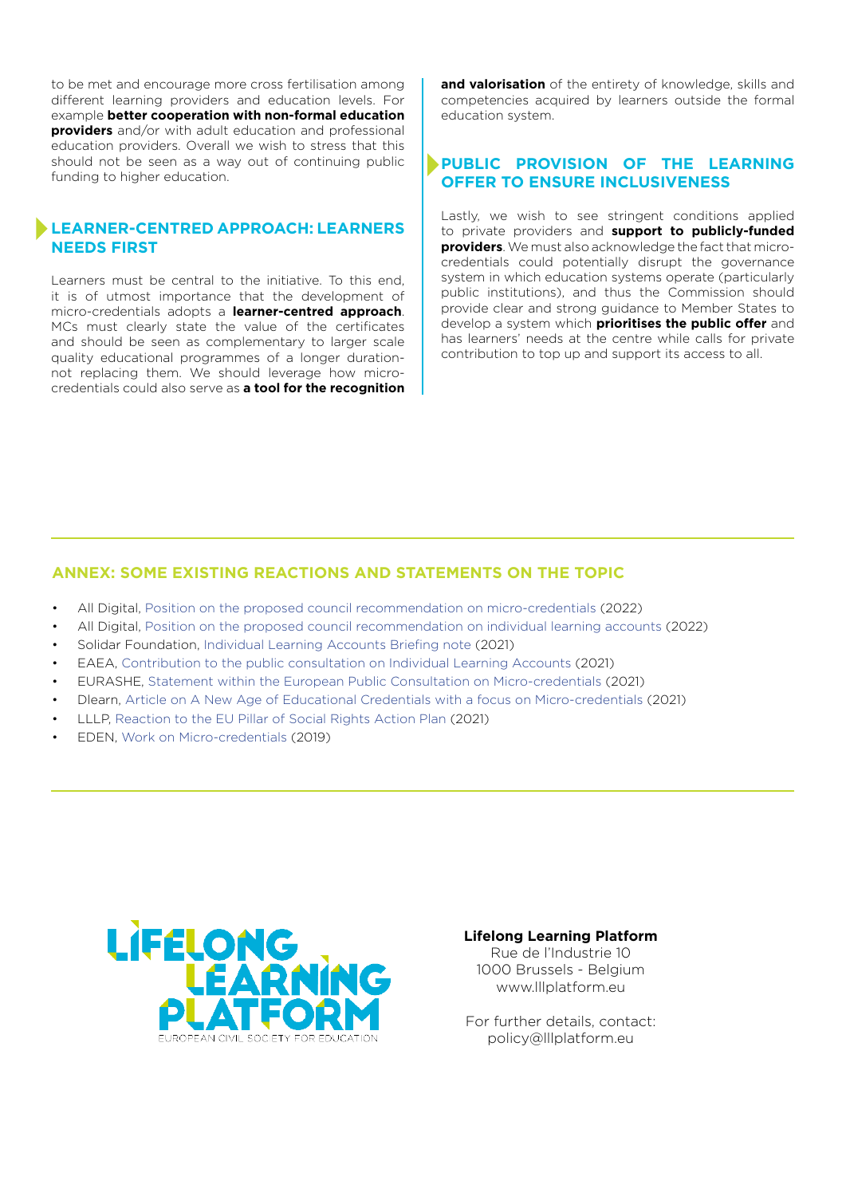to be met and encourage more cross fertilisation among different learning providers and education levels. For example **better cooperation with non-formal education providers** and/or with adult education and professional education providers. Overall we wish to stress that this should not be seen as a way out of continuing public funding to higher education.

## LEARNER-CENTRED APPROACH: LEARNERS NEEDS FIRST

Learners must be central to the initiative. To this end, it is of utmost importance that the development of micro-credentials adopts a **learner-centred approach**. MCs must clearly state the value of the certificates and should be seen as complementary to larger scale quality educational programmes of a longer duration- not replacing them. We should leverage how micro-credentials could also serve as **a tool for the recognition and valorisation** of the entirety of knowledge, skills and competencies acquired by learners outside the formal education system.

## PUBLIC PROVISION OF THE LEARNING OFFER TO ENSURE INCLUSIVENESS

Lastly, we wish to see stringent conditions applied to private providers and **support to publicly-funded providers**. We must also acknowledge the fact that micro-credentials could potentially disrupt the governance system in which education systems operate (particularly public institutions), and thus the Commission should provide clear and strong guidance to Member States to develop a system which **prioritises the public offer** and has learners' needs at the centre while calls for private contribution to top up and support its access to all.

## ANNEX: SOME EXISTING REACTIONS AND STATEMENTS ON THE TOPIC

- All Digital, Position on the proposed council recommendation on micro-credentials (2022)
- All Digital, Position on the proposed council recommendation on individual learning accounts (2022)
- Solidar Foundation, Individual Learning Accounts Briefing note (2021)
- EAEA, Contribution to the public consultation on Individual Learning Accounts (2021)
- EURASHE, Statement within the European Public Consultation on Micro-credentials (2021)
- Dlearn, Article on A New Age of Educational Credentials with a focus on Micro-credentials (2021)
- LLLP, Reaction to the EU Pillar of Social Rights Action Plan (2021)
- EDEN, Work on Micro-credentials (2019)

LIFELONG LEARNING PLATFORM
EUROPEAN CIVIL SOCIETY FOR EDUCATION

**Lifelong Learning Platform**
Rue de l'Industrie 10
1000 Brussels - Belgium
www.lllplatform.eu

For further details, contact:
policy@lllplatform.eu